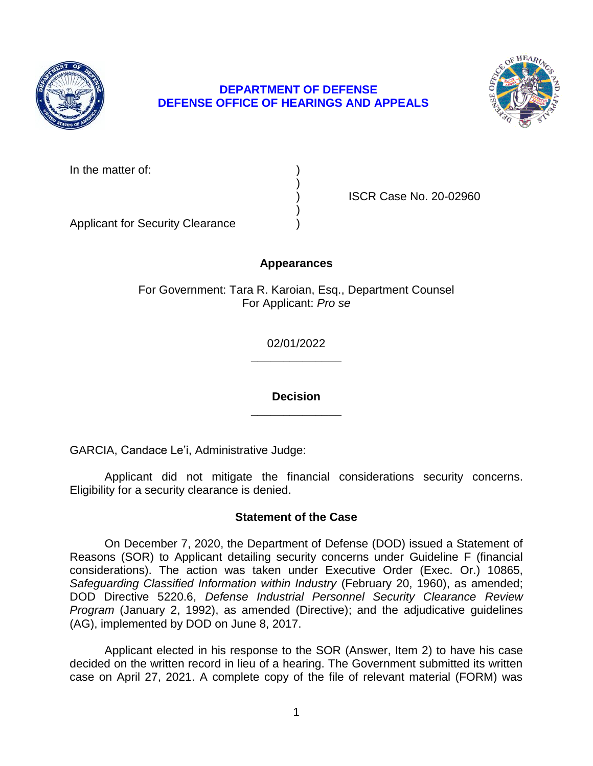**DEPARTMENT OF DEFENSE**
**DEFENSE OFFICE OF HEARINGS AND APPEALS**

| | | |
|---|---|---|
| In the matter of: | ) | |
| | ) | |
| | ) | ISCR Case No. 20-02960 |
| | ) | |
| Applicant for Security Clearance | ) | |

## Appearances

For Government: Tara R. Karoian, Esq., Department Counsel
For Applicant: *Pro se*

02/01/2022

______________

## Decision

______________

GARCIA, Candace Le'i, Administrative Judge:

Applicant did not mitigate the financial considerations security concerns. Eligibility for a security clearance is denied.

## Statement of the Case

On December 7, 2020, the Department of Defense (DOD) issued a Statement of Reasons (SOR) to Applicant detailing security concerns under Guideline F (financial considerations). The action was taken under Executive Order (Exec. Or.) 10865, *Safeguarding Classified Information within Industry* (February 20, 1960), as amended; DOD Directive 5220.6, *Defense Industrial Personnel Security Clearance Review Program* (January 2, 1992), as amended (Directive); and the adjudicative guidelines (AG), implemented by DOD on June 8, 2017.

Applicant elected in his response to the SOR (Answer, Item 2) to have his case decided on the written record in lieu of a hearing. The Government submitted its written case on April 27, 2021. A complete copy of the file of relevant material (FORM) was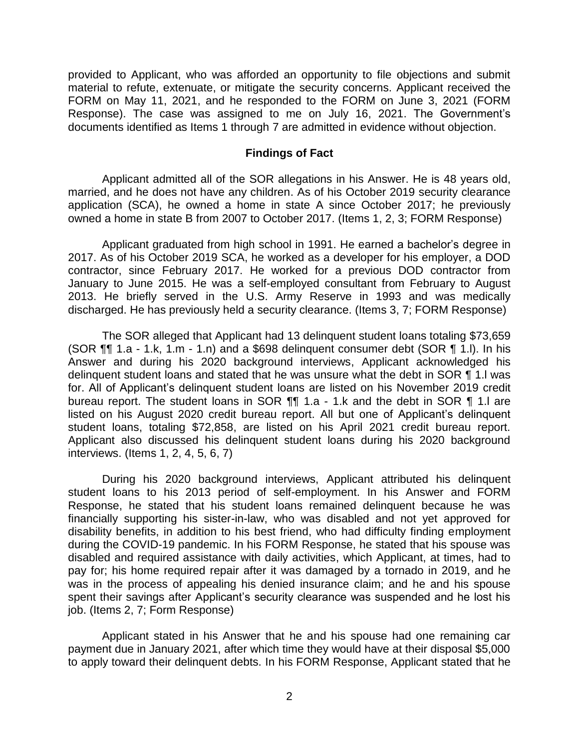provided to Applicant, who was afforded an opportunity to file objections and submit material to refute, extenuate, or mitigate the security concerns. Applicant received the FORM on May 11, 2021, and he responded to the FORM on June 3, 2021 (FORM Response). The case was assigned to me on July 16, 2021. The Government's documents identified as Items 1 through 7 are admitted in evidence without objection.

## Findings of Fact

Applicant admitted all of the SOR allegations in his Answer. He is 48 years old, married, and he does not have any children. As of his October 2019 security clearance application (SCA), he owned a home in state A since October 2017; he previously owned a home in state B from 2007 to October 2017. (Items 1, 2, 3; FORM Response)

Applicant graduated from high school in 1991. He earned a bachelor's degree in 2017. As of his October 2019 SCA, he worked as a developer for his employer, a DOD contractor, since February 2017. He worked for a previous DOD contractor from January to June 2015. He was a self-employed consultant from February to August 2013. He briefly served in the U.S. Army Reserve in 1993 and was medically discharged. He has previously held a security clearance. (Items 3, 7; FORM Response)

The SOR alleged that Applicant had 13 delinquent student loans totaling $73,659 (SOR ¶¶ 1.a - 1.k, 1.m - 1.n) and a $698 delinquent consumer debt (SOR ¶ 1.l). In his Answer and during his 2020 background interviews, Applicant acknowledged his delinquent student loans and stated that he was unsure what the debt in SOR ¶ 1.l was for. All of Applicant's delinquent student loans are listed on his November 2019 credit bureau report. The student loans in SOR ¶¶ 1.a - 1.k and the debt in SOR ¶ 1.l are listed on his August 2020 credit bureau report. All but one of Applicant's delinquent student loans, totaling $72,858, are listed on his April 2021 credit bureau report. Applicant also discussed his delinquent student loans during his 2020 background interviews. (Items 1, 2, 4, 5, 6, 7)

During his 2020 background interviews, Applicant attributed his delinquent student loans to his 2013 period of self-employment. In his Answer and FORM Response, he stated that his student loans remained delinquent because he was financially supporting his sister-in-law, who was disabled and not yet approved for disability benefits, in addition to his best friend, who had difficulty finding employment during the COVID-19 pandemic. In his FORM Response, he stated that his spouse was disabled and required assistance with daily activities, which Applicant, at times, had to pay for; his home required repair after it was damaged by a tornado in 2019, and he was in the process of appealing his denied insurance claim; and he and his spouse spent their savings after Applicant's security clearance was suspended and he lost his job. (Items 2, 7; Form Response)

Applicant stated in his Answer that he and his spouse had one remaining car payment due in January 2021, after which time they would have at their disposal $5,000 to apply toward their delinquent debts. In his FORM Response, Applicant stated that he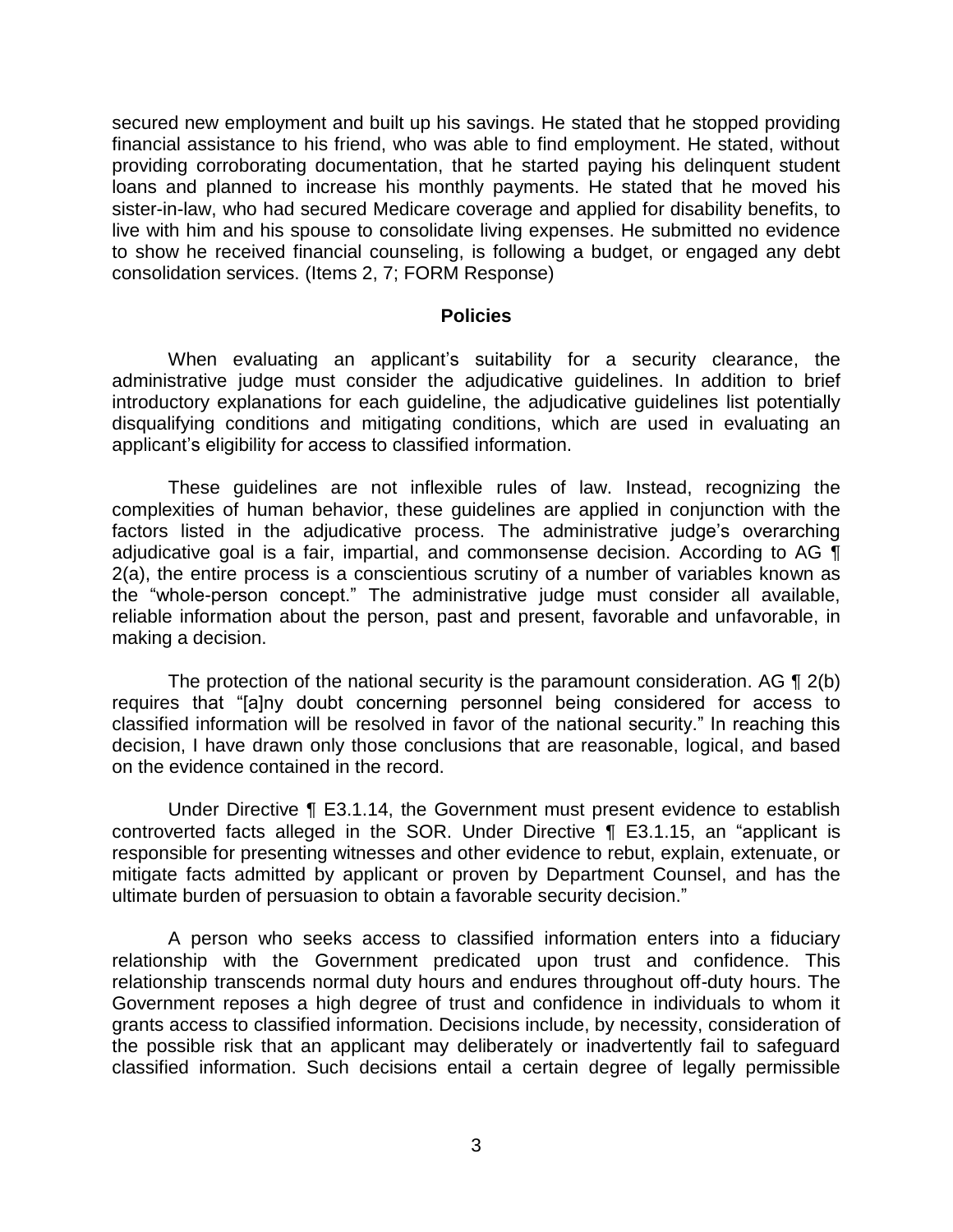secured new employment and built up his savings. He stated that he stopped providing financial assistance to his friend, who was able to find employment. He stated, without providing corroborating documentation, that he started paying his delinquent student loans and planned to increase his monthly payments. He stated that he moved his sister-in-law, who had secured Medicare coverage and applied for disability benefits, to live with him and his spouse to consolidate living expenses. He submitted no evidence to show he received financial counseling, is following a budget, or engaged any debt consolidation services. (Items 2, 7; FORM Response)

## Policies

When evaluating an applicant's suitability for a security clearance, the administrative judge must consider the adjudicative guidelines. In addition to brief introductory explanations for each guideline, the adjudicative guidelines list potentially disqualifying conditions and mitigating conditions, which are used in evaluating an applicant's eligibility for access to classified information.

These guidelines are not inflexible rules of law. Instead, recognizing the complexities of human behavior, these guidelines are applied in conjunction with the factors listed in the adjudicative process. The administrative judge's overarching adjudicative goal is a fair, impartial, and commonsense decision. According to AG ¶ 2(a), the entire process is a conscientious scrutiny of a number of variables known as the "whole-person concept." The administrative judge must consider all available, reliable information about the person, past and present, favorable and unfavorable, in making a decision.

The protection of the national security is the paramount consideration. AG ¶ 2(b) requires that "[a]ny doubt concerning personnel being considered for access to classified information will be resolved in favor of the national security." In reaching this decision, I have drawn only those conclusions that are reasonable, logical, and based on the evidence contained in the record.

Under Directive ¶ E3.1.14, the Government must present evidence to establish controverted facts alleged in the SOR. Under Directive ¶ E3.1.15, an "applicant is responsible for presenting witnesses and other evidence to rebut, explain, extenuate, or mitigate facts admitted by applicant or proven by Department Counsel, and has the ultimate burden of persuasion to obtain a favorable security decision."

A person who seeks access to classified information enters into a fiduciary relationship with the Government predicated upon trust and confidence. This relationship transcends normal duty hours and endures throughout off-duty hours. The Government reposes a high degree of trust and confidence in individuals to whom it grants access to classified information. Decisions include, by necessity, consideration of the possible risk that an applicant may deliberately or inadvertently fail to safeguard classified information. Such decisions entail a certain degree of legally permissible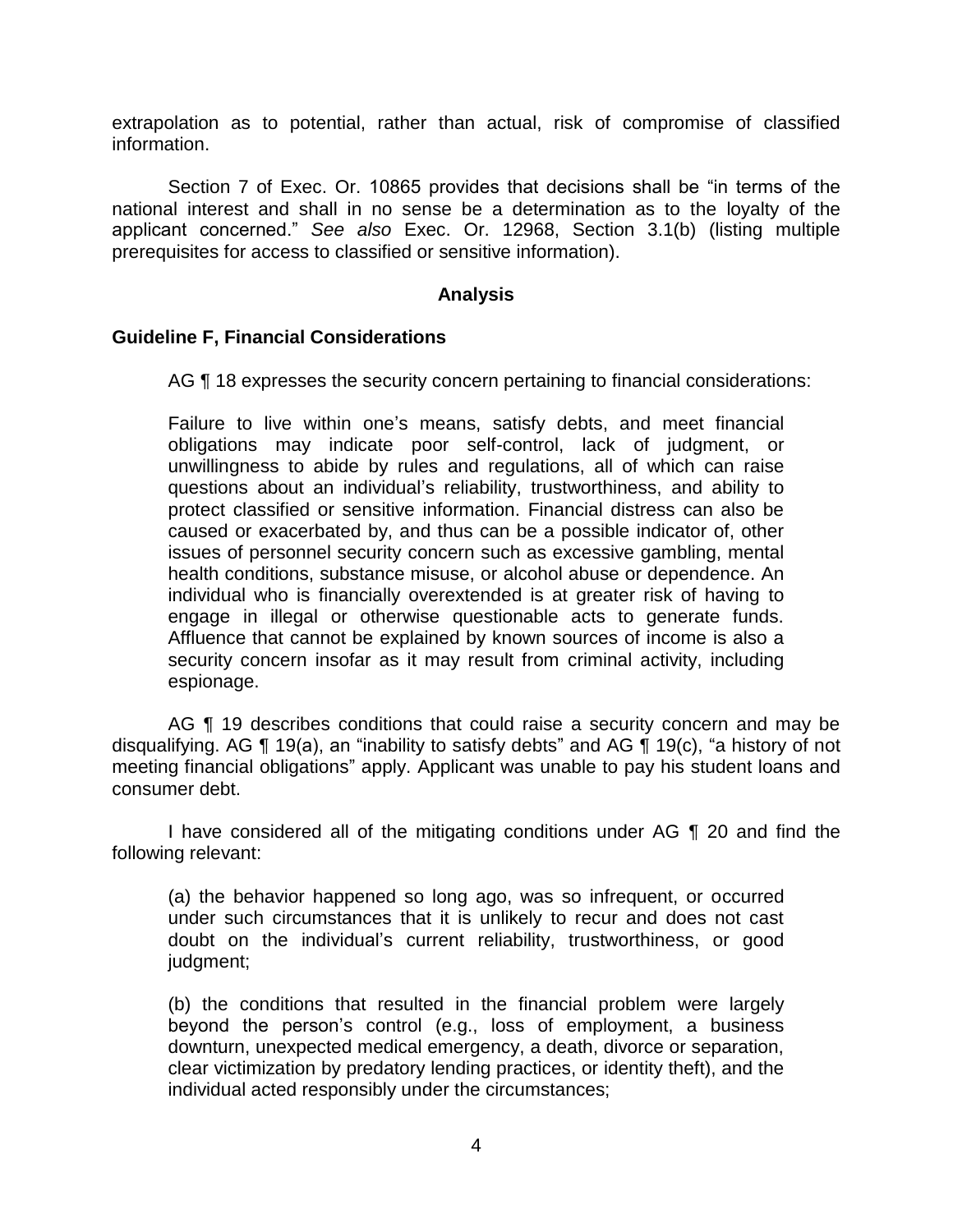extrapolation as to potential, rather than actual, risk of compromise of classified information.

Section 7 of Exec. Or. 10865 provides that decisions shall be "in terms of the national interest and shall in no sense be a determination as to the loyalty of the applicant concerned." *See also* Exec. Or. 12968, Section 3.1(b) (listing multiple prerequisites for access to classified or sensitive information).

## Analysis

### Guideline F, Financial Considerations

AG ¶ 18 expresses the security concern pertaining to financial considerations:

> Failure to live within one's means, satisfy debts, and meet financial obligations may indicate poor self-control, lack of judgment, or unwillingness to abide by rules and regulations, all of which can raise questions about an individual's reliability, trustworthiness, and ability to protect classified or sensitive information. Financial distress can also be caused or exacerbated by, and thus can be a possible indicator of, other issues of personnel security concern such as excessive gambling, mental health conditions, substance misuse, or alcohol abuse or dependence. An individual who is financially overextended is at greater risk of having to engage in illegal or otherwise questionable acts to generate funds. Affluence that cannot be explained by known sources of income is also a security concern insofar as it may result from criminal activity, including espionage.

AG ¶ 19 describes conditions that could raise a security concern and may be disqualifying. AG ¶ 19(a), an "inability to satisfy debts" and AG ¶ 19(c), "a history of not meeting financial obligations" apply. Applicant was unable to pay his student loans and consumer debt.

I have considered all of the mitigating conditions under AG ¶ 20 and find the following relevant:

> (a) the behavior happened so long ago, was so infrequent, or occurred under such circumstances that it is unlikely to recur and does not cast doubt on the individual's current reliability, trustworthiness, or good judgment;
>
> (b) the conditions that resulted in the financial problem were largely beyond the person's control (e.g., loss of employment, a business downturn, unexpected medical emergency, a death, divorce or separation, clear victimization by predatory lending practices, or identity theft), and the individual acted responsibly under the circumstances;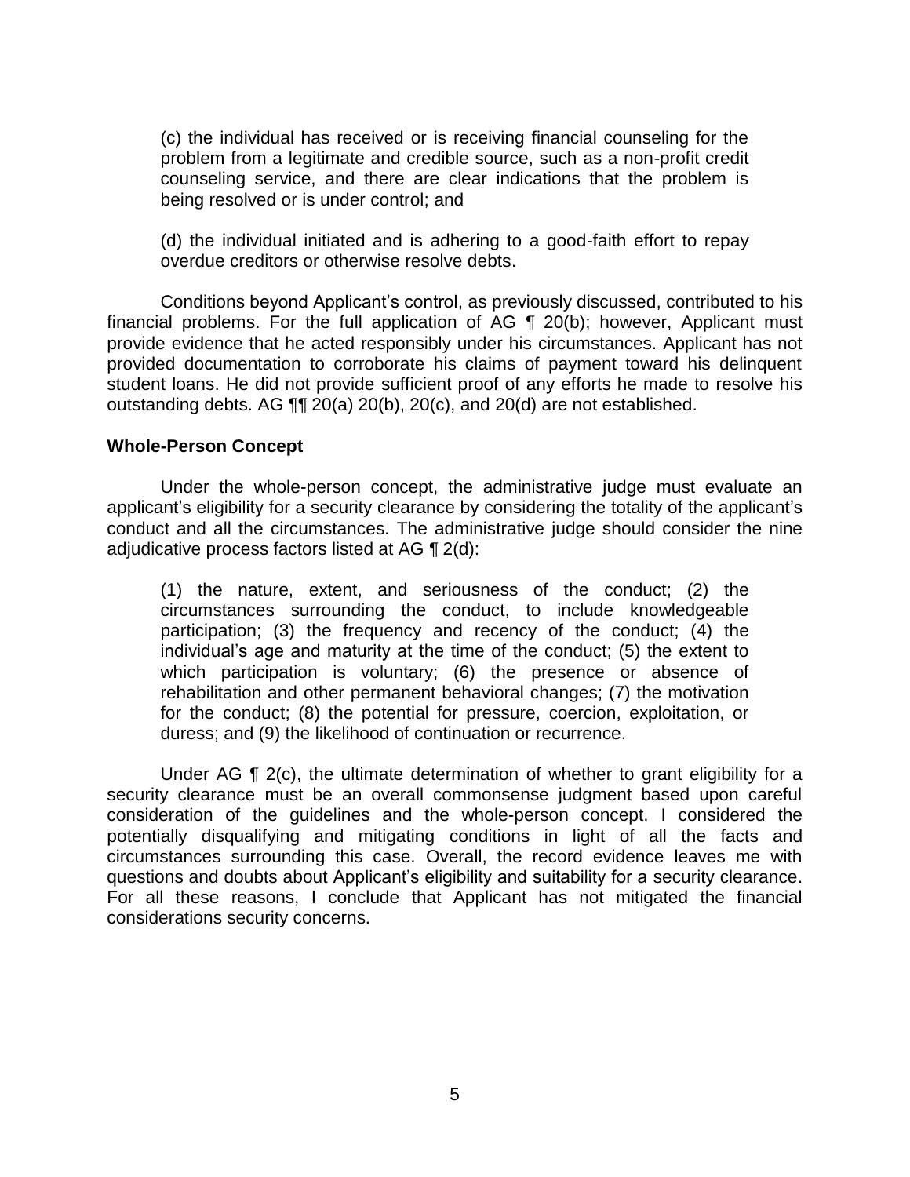(c) the individual has received or is receiving financial counseling for the problem from a legitimate and credible source, such as a non-profit credit counseling service, and there are clear indications that the problem is being resolved or is under control; and

(d) the individual initiated and is adhering to a good-faith effort to repay overdue creditors or otherwise resolve debts.

Conditions beyond Applicant's control, as previously discussed, contributed to his financial problems. For the full application of AG ¶ 20(b); however, Applicant must provide evidence that he acted responsibly under his circumstances. Applicant has not provided documentation to corroborate his claims of payment toward his delinquent student loans. He did not provide sufficient proof of any efforts he made to resolve his outstanding debts. AG ¶¶ 20(a) 20(b), 20(c), and 20(d) are not established.

**Whole-Person Concept**

Under the whole-person concept, the administrative judge must evaluate an applicant's eligibility for a security clearance by considering the totality of the applicant's conduct and all the circumstances. The administrative judge should consider the nine adjudicative process factors listed at AG ¶ 2(d):

(1) the nature, extent, and seriousness of the conduct; (2) the circumstances surrounding the conduct, to include knowledgeable participation; (3) the frequency and recency of the conduct; (4) the individual's age and maturity at the time of the conduct; (5) the extent to which participation is voluntary; (6) the presence or absence of rehabilitation and other permanent behavioral changes; (7) the motivation for the conduct; (8) the potential for pressure, coercion, exploitation, or duress; and (9) the likelihood of continuation or recurrence.

Under AG ¶ 2(c), the ultimate determination of whether to grant eligibility for a security clearance must be an overall commonsense judgment based upon careful consideration of the guidelines and the whole-person concept. I considered the potentially disqualifying and mitigating conditions in light of all the facts and circumstances surrounding this case. Overall, the record evidence leaves me with questions and doubts about Applicant's eligibility and suitability for a security clearance. For all these reasons, I conclude that Applicant has not mitigated the financial considerations security concerns.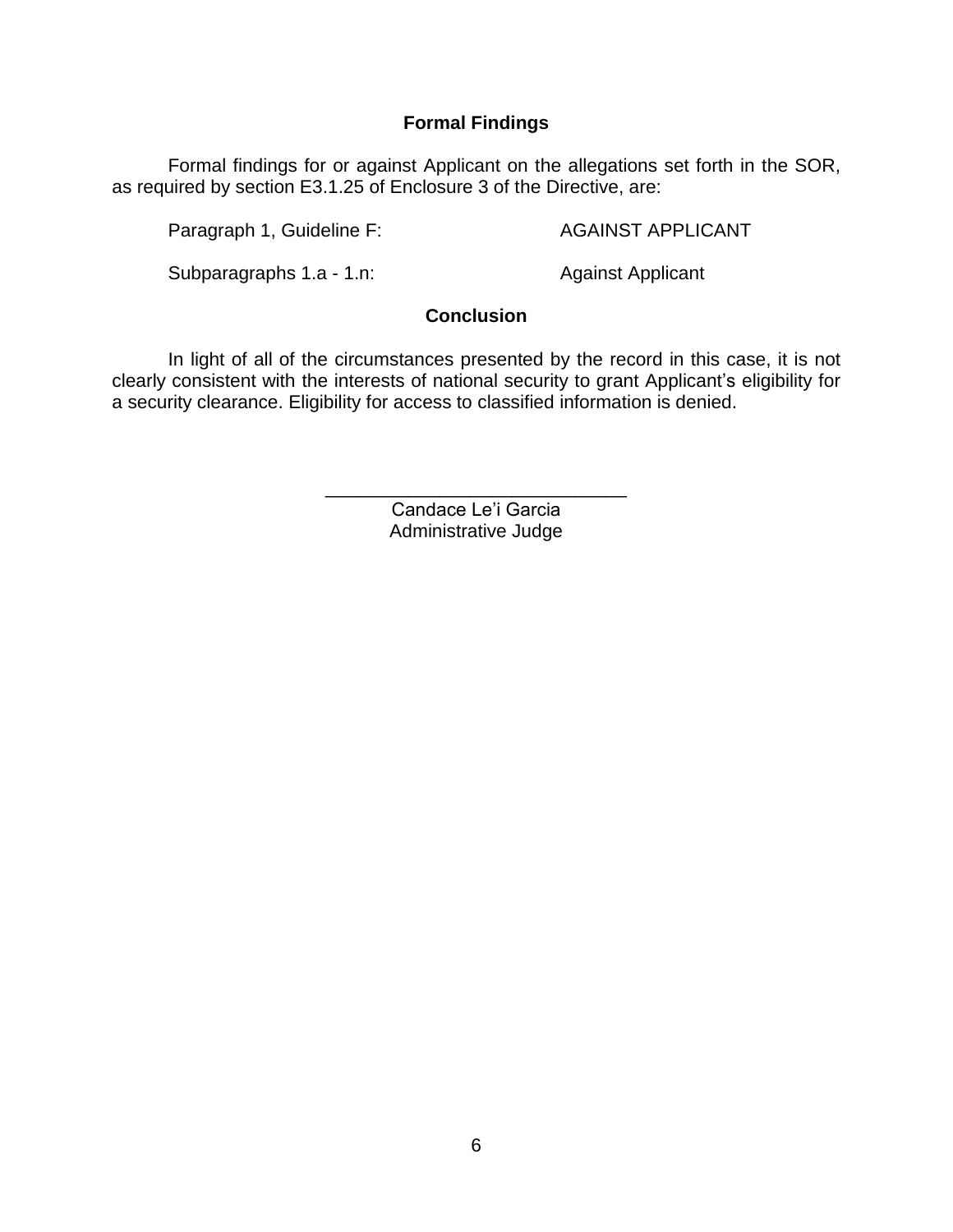## Formal Findings

Formal findings for or against Applicant on the allegations set forth in the SOR, as required by section E3.1.25 of Enclosure 3 of the Directive, are:

| | |
|---|---|
| Paragraph 1, Guideline F: | AGAINST APPLICANT |
| Subparagraphs 1.a - 1.n: | Against Applicant |

## Conclusion

In light of all of the circumstances presented by the record in this case, it is not clearly consistent with the interests of national security to grant Applicant's eligibility for a security clearance. Eligibility for access to classified information is denied.

\_\_\_\_\_\_\_\_\_\_\_\_\_\_\_\_\_\_\_\_\_\_\_\_\_\_\_\_\_\_

Candace Le'i Garcia
Administrative Judge